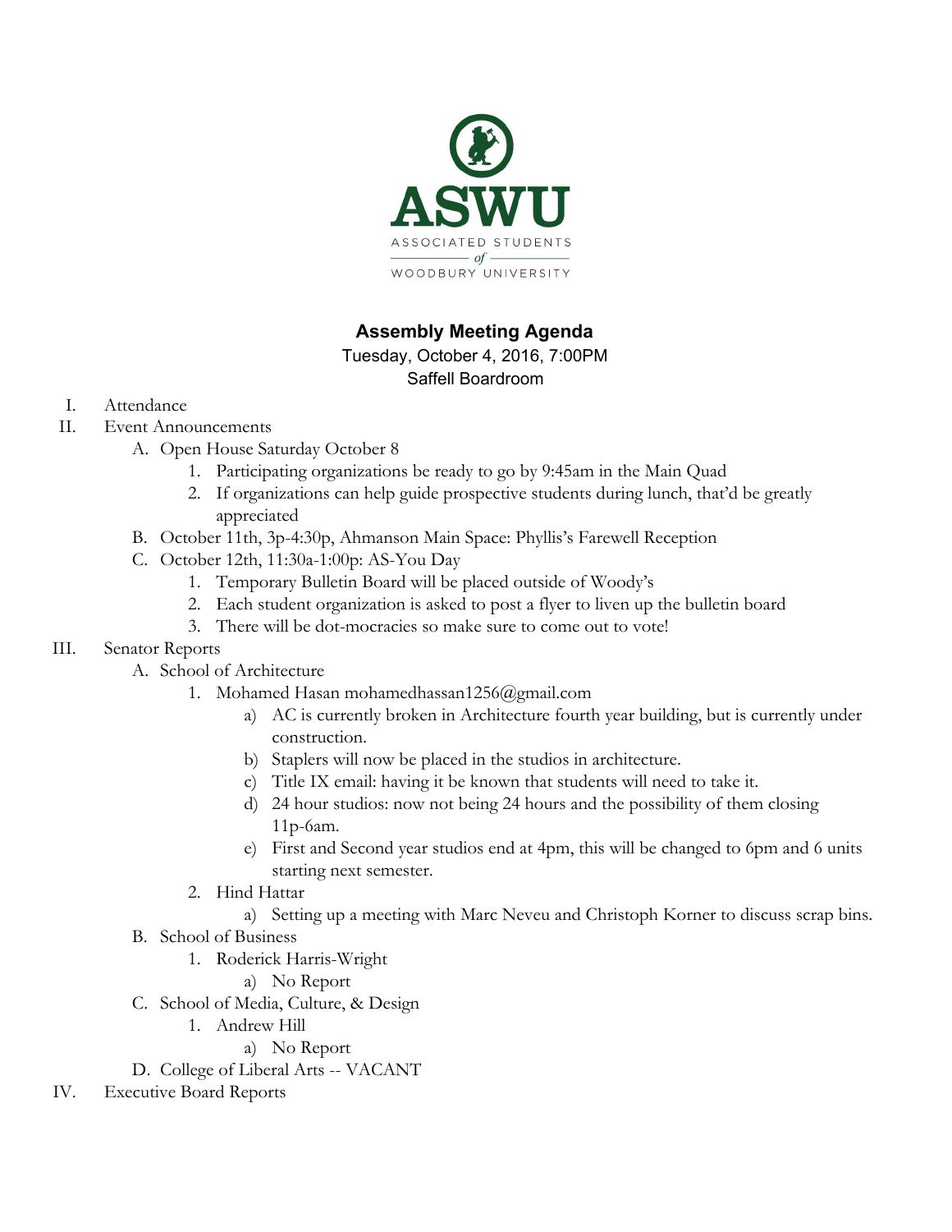ASWU

ASSOCIATED STUDENTS of WOODBURY UNIVERSITY

# Assembly Meeting Agenda

Tuesday, October 4, 2016, 7:00PM

Saffell Boardroom

I. Attendance

II. Event Announcements

  A. Open House Saturday October 8

    1. Participating organizations be ready to go by 9:45am in the Main Quad

    2. If organizations can help guide prospective students during lunch, that'd be greatly appreciated

  B. October 11th, 3p-4:30p, Ahmanson Main Space: Phyllis's Farewell Reception

  C. October 12th, 11:30a-1:00p: AS-You Day

    1. Temporary Bulletin Board will be placed outside of Woody's

    2. Each student organization is asked to post a flyer to liven up the bulletin board

    3. There will be dot-mocracies so make sure to come out to vote!

III. Senator Reports

  A. School of Architecture

    1. Mohamed Hasan mohamedhassan1256@gmail.com

      a) AC is currently broken in Architecture fourth year building, but is currently under construction.

      b) Staplers will now be placed in the studios in architecture.

      c) Title IX email: having it be known that students will need to take it.

      d) 24 hour studios: now not being 24 hours and the possibility of them closing 11p-6am.

      e) First and Second year studios end at 4pm, this will be changed to 6pm and 6 units starting next semester.

    2. Hind Hattar

      a) Setting up a meeting with Marc Neveu and Christoph Korner to discuss scrap bins.

  B. School of Business

    1. Roderick Harris-Wright

      a) No Report

  C. School of Media, Culture, & Design

    1. Andrew Hill

      a) No Report

  D. College of Liberal Arts -- VACANT

IV. Executive Board Reports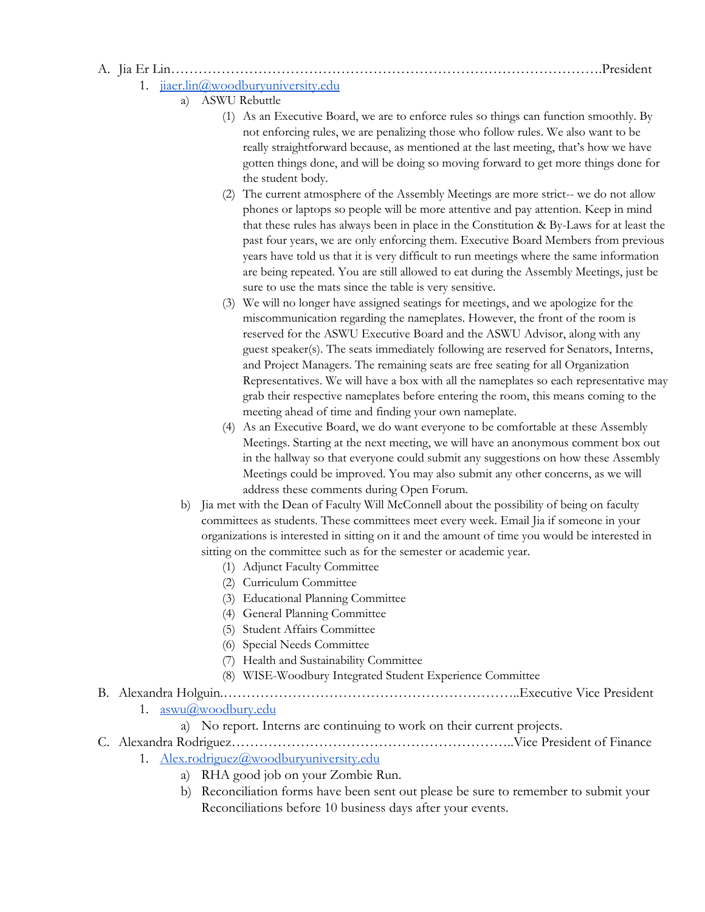A. Jia Er Lin……………………………………………………………………………….President

1. [jiaer.lin@woodburyuniversity.edu](mailto:jiaer.lin@woodburyuniversity.edu)
    a) ASWU Rebuttle
        (1) As an Executive Board, we are to enforce rules so things can function smoothly. By not enforcing rules, we are penalizing those who follow rules. We also want to be really straightforward because, as mentioned at the last meeting, that's how we have gotten things done, and will be doing so moving forward to get more things done for the student body.
        (2) The current atmosphere of the Assembly Meetings are more strict-- we do not allow phones or laptops so people will be more attentive and pay attention. Keep in mind that these rules has always been in place in the Constitution & By-Laws for at least the past four years, we are only enforcing them. Executive Board Members from previous years have told us that it is very difficult to run meetings where the same information are being repeated. You are still allowed to eat during the Assembly Meetings, just be sure to use the mats since the table is very sensitive.
        (3) We will no longer have assigned seatings for meetings, and we apologize for the miscommunication regarding the nameplates. However, the front of the room is reserved for the ASWU Executive Board and the ASWU Advisor, along with any guest speaker(s). The seats immediately following are reserved for Senators, Interns, and Project Managers. The remaining seats are free seating for all Organization Representatives. We will have a box with all the nameplates so each representative may grab their respective nameplates before entering the room, this means coming to the meeting ahead of time and finding your own nameplate.
        (4) As an Executive Board, we do want everyone to be comfortable at these Assembly Meetings. Starting at the next meeting, we will have an anonymous comment box out in the hallway so that everyone could submit any suggestions on how these Assembly Meetings could be improved. You may also submit any other concerns, as we will address these comments during Open Forum.
    b) Jia met with the Dean of Faculty Will McConnell about the possibility of being on faculty committees as students. These committees meet every week. Email Jia if someone in your organizations is interested in sitting on it and the amount of time you would be interested in sitting on the committee such as for the semester or academic year.
        (1) Adjunct Faculty Committee
        (2) Curriculum Committee
        (3) Educational Planning Committee
        (4) General Planning Committee
        (5) Student Affairs Committee
        (6) Special Needs Committee
        (7) Health and Sustainability Committee
        (8) WISE-Woodbury Integrated Student Experience Committee

B. Alexandra Holguin.………………………………………………………..Executive Vice President

1. [aswu@woodbury.edu](mailto:aswu@woodbury.edu)
    a) No report. Interns are continuing to work on their current projects.

C. Alexandra Rodriguez……………………………………………………..Vice President of Finance

1. [Alex.rodriguez@woodburyuniversity.edu](mailto:Alex.rodriguez@woodburyuniversity.edu)
    a) RHA good job on your Zombie Run.
    b) Reconciliation forms have been sent out please be sure to remember to submit your Reconciliations before 10 business days after your events.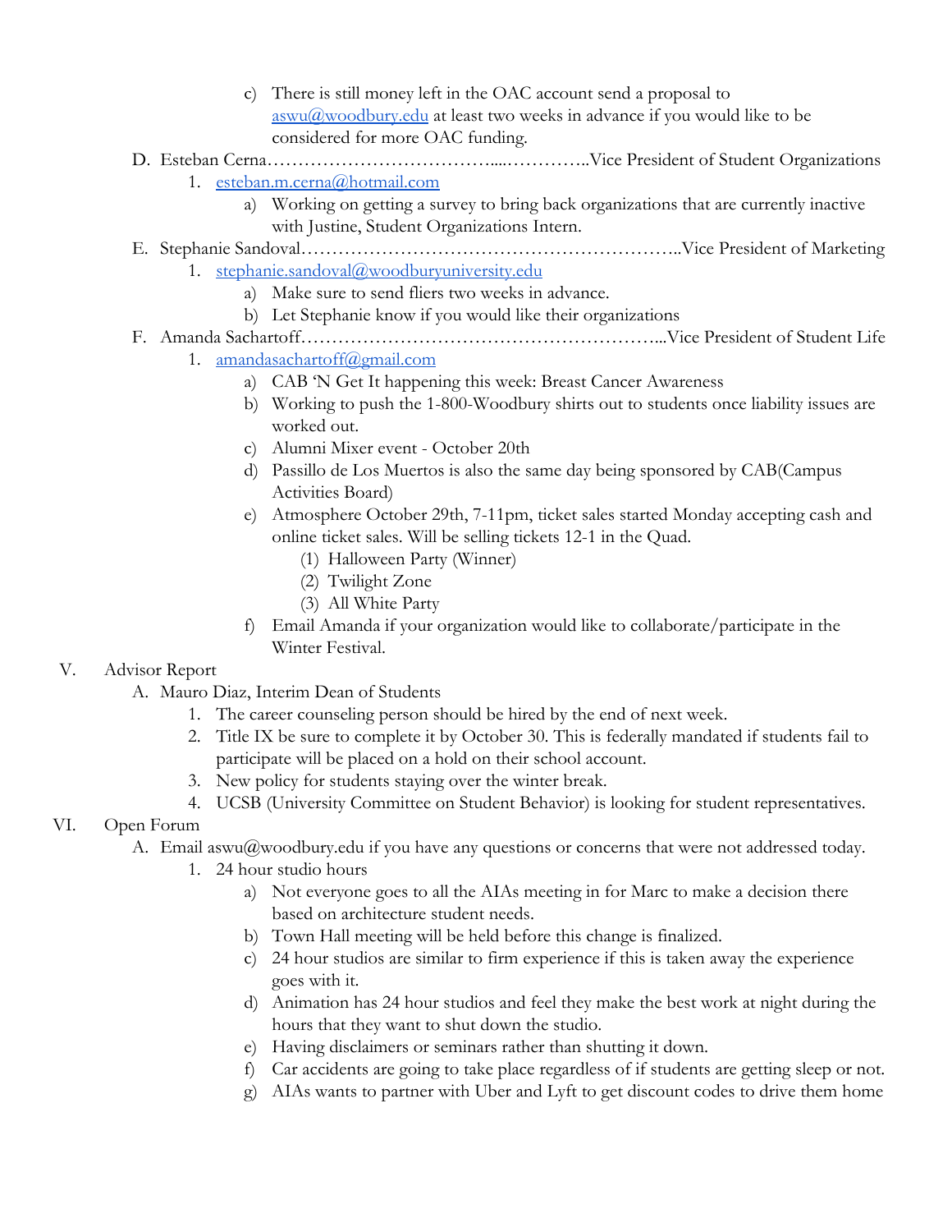c) There is still money left in the OAC account send a proposal to [aswu@woodbury.edu](mailto:aswu@woodbury.edu) at least two weeks in advance if you would like to be considered for more OAC funding.

D. Esteban Cerna……………………………….....…………..Vice President of Student Organizations
   1. [esteban.m.cerna@hotmail.com](mailto:esteban.m.cerna@hotmail.com)
      a) Working on getting a survey to bring back organizations that are currently inactive with Justine, Student Organizations Intern.

E. Stephanie Sandoval……………………………………………………..Vice President of Marketing
   1. [stephanie.sandoval@woodburyuniversity.edu](mailto:stephanie.sandoval@woodburyuniversity.edu)
      a) Make sure to send fliers two weeks in advance.
      b) Let Stephanie know if you would like their organizations

F. Amanda Sachartoff…………………………………………………...Vice President of Student Life
   1. [amandasachartoff@gmail.com](mailto:amandasachartoff@gmail.com)
      a) CAB 'N Get It happening this week: Breast Cancer Awareness
      b) Working to push the 1-800-Woodbury shirts out to students once liability issues are worked out.
      c) Alumni Mixer event - October 20th
      d) Passillo de Los Muertos is also the same day being sponsored by CAB(Campus Activities Board)
      e) Atmosphere October 29th, 7-11pm, ticket sales started Monday accepting cash and online ticket sales. Will be selling tickets 12-1 in the Quad.
         (1) Halloween Party (Winner)
         (2) Twilight Zone
         (3) All White Party
      f) Email Amanda if your organization would like to collaborate/participate in the Winter Festival.

V. Advisor Report
   A. Mauro Diaz, Interim Dean of Students
      1. The career counseling person should be hired by the end of next week.
      2. Title IX be sure to complete it by October 30. This is federally mandated if students fail to participate will be placed on a hold on their school account.
      3. New policy for students staying over the winter break.
      4. UCSB (University Committee on Student Behavior) is looking for student representatives.

VI. Open Forum
   A. Email aswu@woodbury.edu if you have any questions or concerns that were not addressed today.
      1. 24 hour studio hours
         a) Not everyone goes to all the AIAs meeting in for Marc to make a decision there based on architecture student needs.
         b) Town Hall meeting will be held before this change is finalized.
         c) 24 hour studios are similar to firm experience if this is taken away the experience goes with it.
         d) Animation has 24 hour studios and feel they make the best work at night during the hours that they want to shut down the studio.
         e) Having disclaimers or seminars rather than shutting it down.
         f) Car accidents are going to take place regardless of if students are getting sleep or not.
         g) AIAs wants to partner with Uber and Lyft to get discount codes to drive them home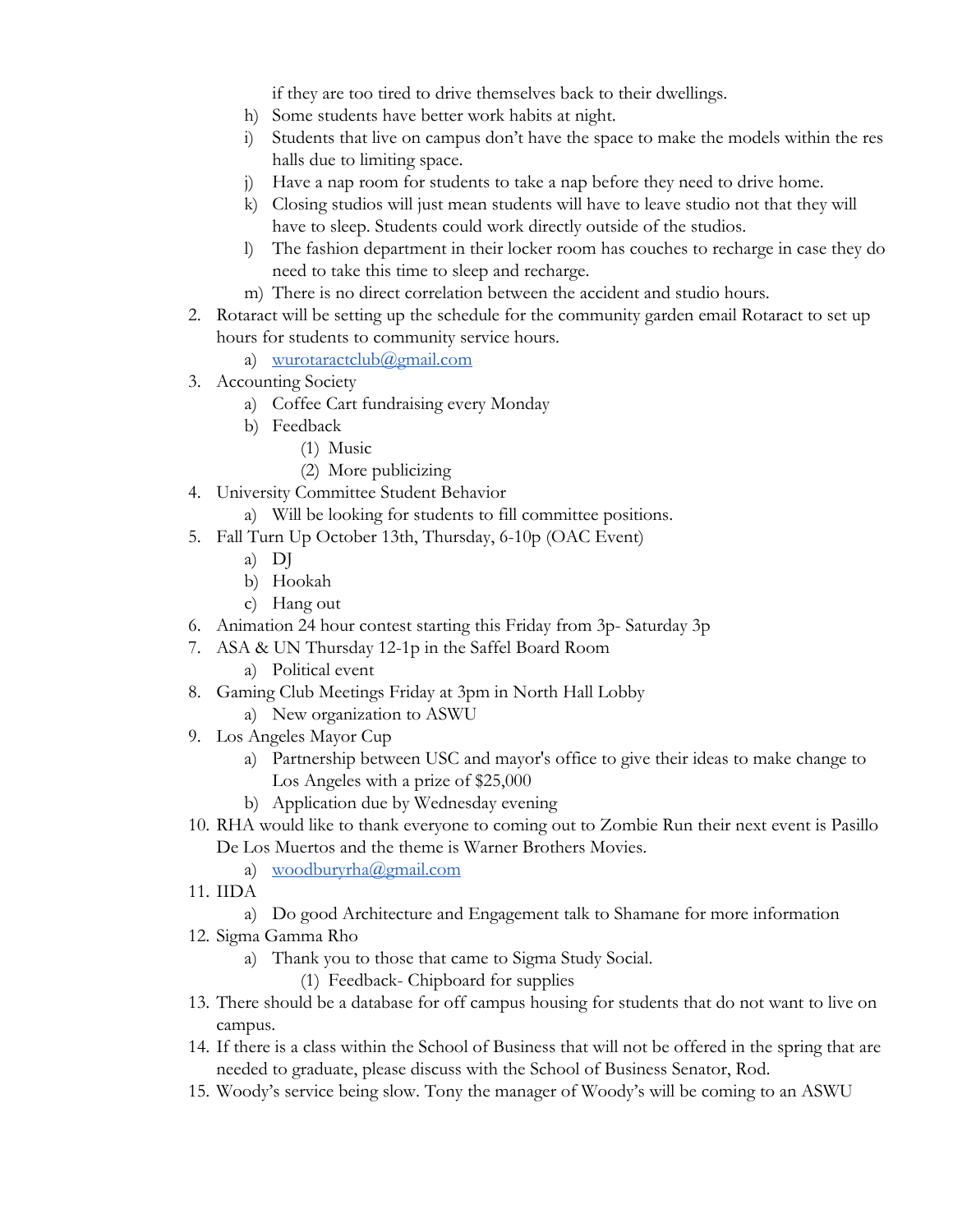if they are too tired to drive themselves back to their dwellings.

   h) Some students have better work habits at night.
   i) Students that live on campus don't have the space to make the models within the res halls due to limiting space.
   j) Have a nap room for students to take a nap before they need to drive home.
   k) Closing studios will just mean students will have to leave studio not that they will have to sleep. Students could work directly outside of the studios.
   l) The fashion department in their locker room has couches to recharge in case they do need to take this time to sleep and recharge.
   m) There is no direct correlation between the accident and studio hours.

2. Rotaract will be setting up the schedule for the community garden email Rotaract to set up hours for students to community service hours.
   a) wurotaractclub@gmail.com
3. Accounting Society
   a) Coffee Cart fundraising every Monday
   b) Feedback
      (1) Music
      (2) More publicizing
4. University Committee Student Behavior
   a) Will be looking for students to fill committee positions.
5. Fall Turn Up October 13th, Thursday, 6-10p (OAC Event)
   a) DJ
   b) Hookah
   c) Hang out
6. Animation 24 hour contest starting this Friday from 3p- Saturday 3p
7. ASA & UN Thursday 12-1p in the Saffel Board Room
   a) Political event
8. Gaming Club Meetings Friday at 3pm in North Hall Lobby
   a) New organization to ASWU
9. Los Angeles Mayor Cup
   a) Partnership between USC and mayor's office to give their ideas to make change to Los Angeles with a prize of $25,000
   b) Application due by Wednesday evening
10. RHA would like to thank everyone to coming out to Zombie Run their next event is Pasillo De Los Muertos and the theme is Warner Brothers Movies.
    a) woodburyrha@gmail.com
11. IIDA
    a) Do good Architecture and Engagement talk to Shamane for more information
12. Sigma Gamma Rho
    a) Thank you to those that came to Sigma Study Social.
       (1) Feedback- Chipboard for supplies
13. There should be a database for off campus housing for students that do not want to live on campus.
14. If there is a class within the School of Business that will not be offered in the spring that are needed to graduate, please discuss with the School of Business Senator, Rod.
15. Woody's service being slow. Tony the manager of Woody's will be coming to an ASWU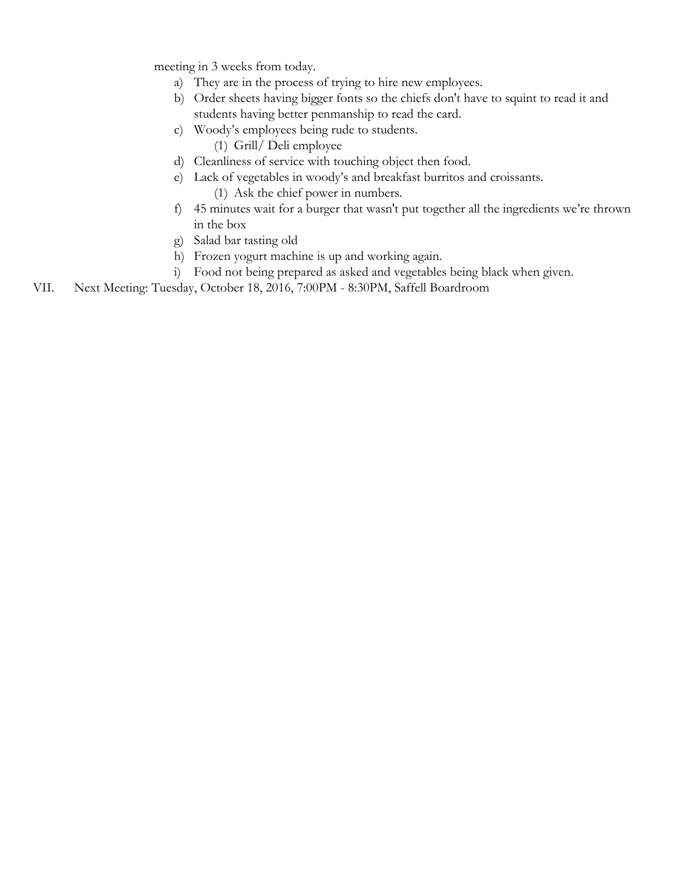meeting in 3 weeks from today.

   a) They are in the process of trying to hire new employees.
   b) Order sheets having bigger fonts so the chiefs don't have to squint to read it and students having better penmanship to read the card.
   c) Woody's employees being rude to students.
      (1) Grill/ Deli employee
   d) Cleanliness of service with touching object then food.
   e) Lack of vegetables in woody's and breakfast burritos and croissants.
      (1) Ask the chief power in numbers.
   f) 45 minutes wait for a burger that wasn't put together all the ingredients we're thrown in the box
   g) Salad bar tasting old
   h) Frozen yogurt machine is up and working again.
   i) Food not being prepared as asked and vegetables being black when given.

VII. Next Meeting: Tuesday, October 18, 2016, 7:00PM - 8:30PM, Saffell Boardroom